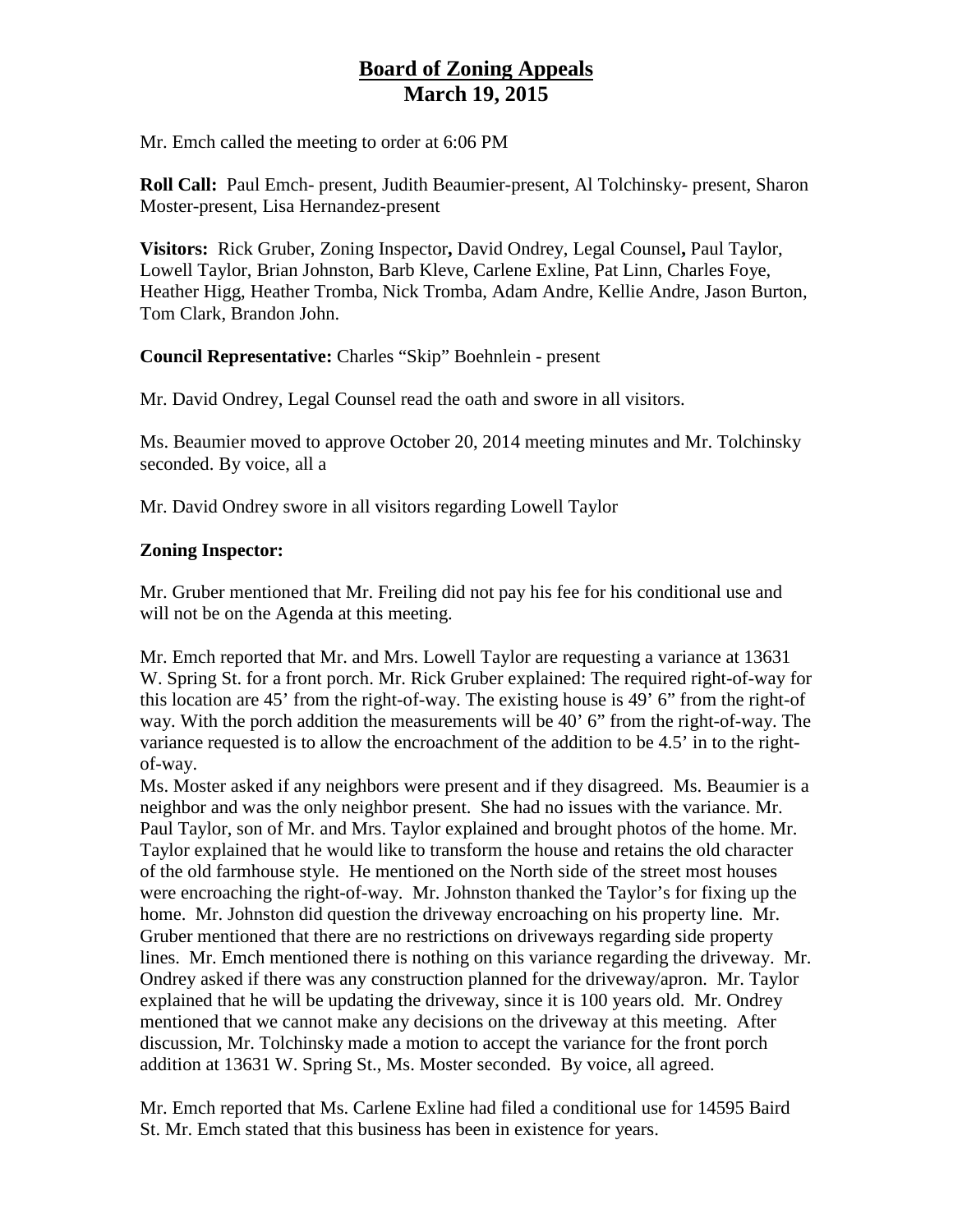# Board of Zoning Appeals
## March 19, 2015

Mr. Emch called the meeting to order at 6:06 PM

**Roll Call:** Paul Emch- present, Judith Beaumier-present, Al Tolchinsky- present, Sharon Moster-present, Lisa Hernandez-present

**Visitors:** Rick Gruber, Zoning Inspector**,** David Ondrey, Legal Counsel**,** Paul Taylor, Lowell Taylor, Brian Johnston, Barb Kleve, Carlene Exline, Pat Linn, Charles Foye, Heather Higg, Heather Tromba, Nick Tromba, Adam Andre, Kellie Andre, Jason Burton, Tom Clark, Brandon John.

**Council Representative:** Charles "Skip" Boehnlein - present

Mr. David Ondrey, Legal Counsel read the oath and swore in all visitors.

Ms. Beaumier moved to approve October 20, 2014 meeting minutes and Mr. Tolchinsky seconded. By voice, all a

Mr. David Ondrey swore in all visitors regarding Lowell Taylor

**Zoning Inspector:**

Mr. Gruber mentioned that Mr. Freiling did not pay his fee for his conditional use and will not be on the Agenda at this meeting.

Mr. Emch reported that Mr. and Mrs. Lowell Taylor are requesting a variance at 13631 W. Spring St. for a front porch. Mr. Rick Gruber explained: The required right-of-way for this location are 45' from the right-of-way. The existing house is 49' 6" from the right-of way. With the porch addition the measurements will be 40' 6" from the right-of-way. The variance requested is to allow the encroachment of the addition to be 4.5' in to the right-of-way.
Ms. Moster asked if any neighbors were present and if they disagreed. Ms. Beaumier is a neighbor and was the only neighbor present. She had no issues with the variance. Mr. Paul Taylor, son of Mr. and Mrs. Taylor explained and brought photos of the home. Mr. Taylor explained that he would like to transform the house and retains the old character of the old farmhouse style. He mentioned on the North side of the street most houses were encroaching the right-of-way. Mr. Johnston thanked the Taylor's for fixing up the home. Mr. Johnston did question the driveway encroaching on his property line. Mr. Gruber mentioned that there are no restrictions on driveways regarding side property lines. Mr. Emch mentioned there is nothing on this variance regarding the driveway. Mr. Ondrey asked if there was any construction planned for the driveway/apron. Mr. Taylor explained that he will be updating the driveway, since it is 100 years old. Mr. Ondrey mentioned that we cannot make any decisions on the driveway at this meeting. After discussion, Mr. Tolchinsky made a motion to accept the variance for the front porch addition at 13631 W. Spring St., Ms. Moster seconded. By voice, all agreed.

Mr. Emch reported that Ms. Carlene Exline had filed a conditional use for 14595 Baird St. Mr. Emch stated that this business has been in existence for years.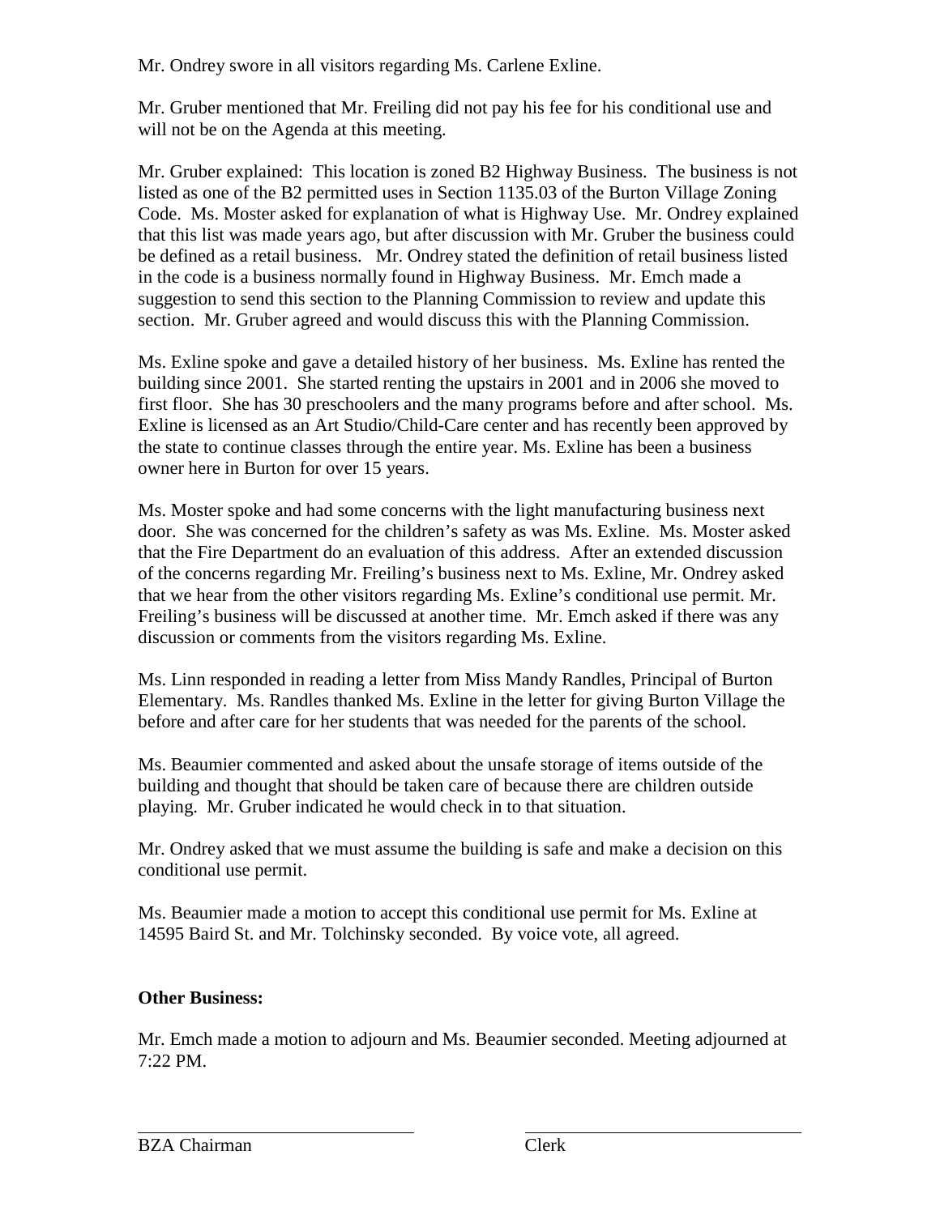Mr. Ondrey swore in all visitors regarding Ms. Carlene Exline.

Mr. Gruber mentioned that Mr. Freiling did not pay his fee for his conditional use and will not be on the Agenda at this meeting.

Mr. Gruber explained: This location is zoned B2 Highway Business. The business is not listed as one of the B2 permitted uses in Section 1135.03 of the Burton Village Zoning Code. Ms. Moster asked for explanation of what is Highway Use. Mr. Ondrey explained that this list was made years ago, but after discussion with Mr. Gruber the business could be defined as a retail business. Mr. Ondrey stated the definition of retail business listed in the code is a business normally found in Highway Business. Mr. Emch made a suggestion to send this section to the Planning Commission to review and update this section. Mr. Gruber agreed and would discuss this with the Planning Commission.

Ms. Exline spoke and gave a detailed history of her business. Ms. Exline has rented the building since 2001. She started renting the upstairs in 2001 and in 2006 she moved to first floor. She has 30 preschoolers and the many programs before and after school. Ms. Exline is licensed as an Art Studio/Child-Care center and has recently been approved by the state to continue classes through the entire year. Ms. Exline has been a business owner here in Burton for over 15 years.

Ms. Moster spoke and had some concerns with the light manufacturing business next door. She was concerned for the children's safety as was Ms. Exline. Ms. Moster asked that the Fire Department do an evaluation of this address. After an extended discussion of the concerns regarding Mr. Freiling's business next to Ms. Exline, Mr. Ondrey asked that we hear from the other visitors regarding Ms. Exline's conditional use permit. Mr. Freiling's business will be discussed at another time. Mr. Emch asked if there was any discussion or comments from the visitors regarding Ms. Exline.

Ms. Linn responded in reading a letter from Miss Mandy Randles, Principal of Burton Elementary. Ms. Randles thanked Ms. Exline in the letter for giving Burton Village the before and after care for her students that was needed for the parents of the school.

Ms. Beaumier commented and asked about the unsafe storage of items outside of the building and thought that should be taken care of because there are children outside playing. Mr. Gruber indicated he would check in to that situation.

Mr. Ondrey asked that we must assume the building is safe and make a decision on this conditional use permit.

Ms. Beaumier made a motion to accept this conditional use permit for Ms. Exline at 14595 Baird St. and Mr. Tolchinsky seconded. By voice vote, all agreed.

**Other Business:**

Mr. Emch made a motion to adjourn and Ms. Beaumier seconded. Meeting adjourned at 7:22 PM.

BZA Chairman

Clerk